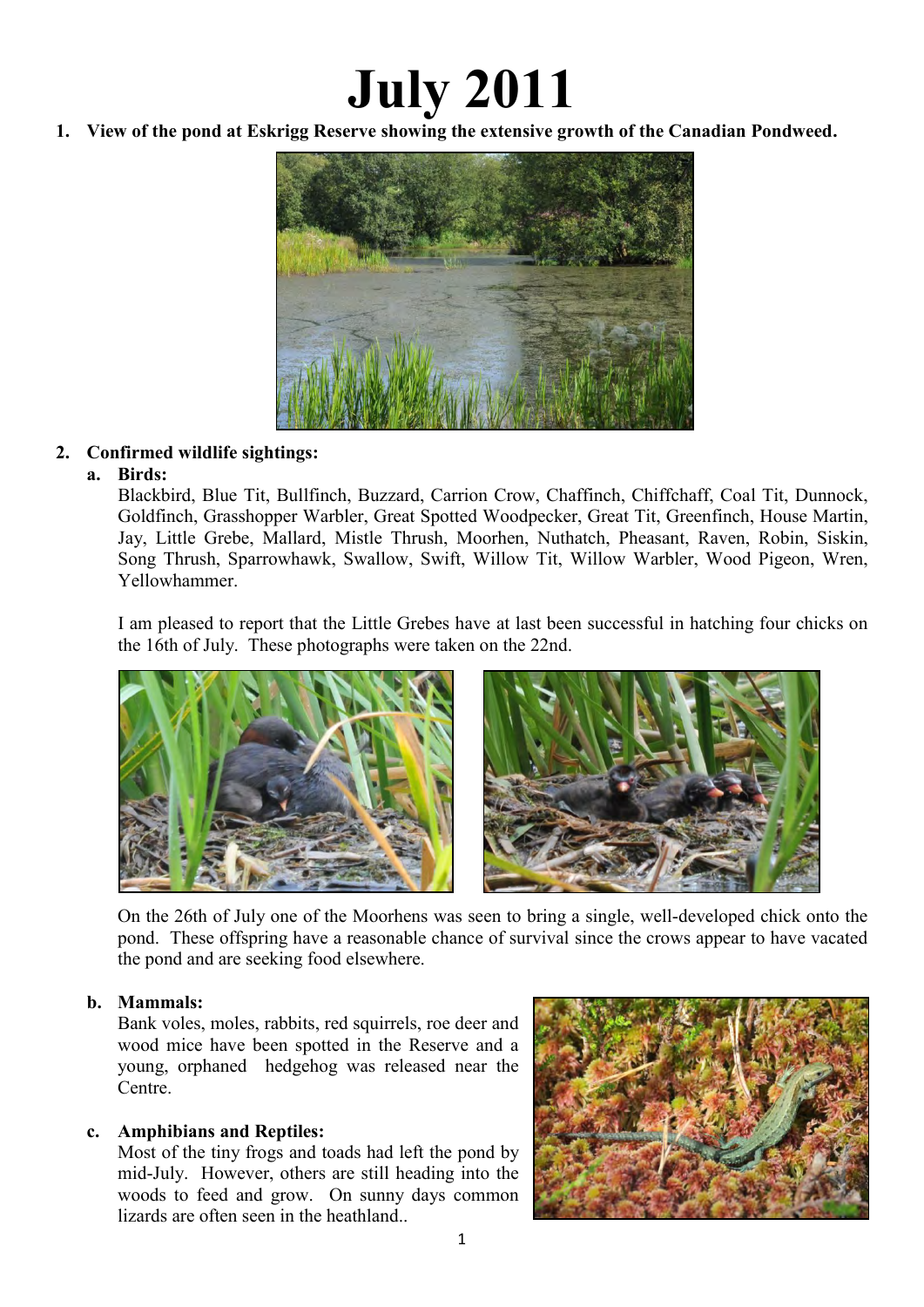# July 2011

1. **View of the pond at Eskrigg Reserve showing the extensive growth of the Canadian Pondweed.**

2. **Confirmed wildlife sightings:**

   a. **Birds:**

   Blackbird, Blue Tit, Bullfinch, Buzzard, Carrion Crow, Chaffinch, Chiffchaff, Coal Tit, Dunnock, Goldfinch, Grasshopper Warbler, Great Spotted Woodpecker, Great Tit, Greenfinch, House Martin, Jay, Little Grebe, Mallard, Mistle Thrush, Moorhen, Nuthatch, Pheasant, Raven, Robin, Siskin, Song Thrush, Sparrowhawk, Swallow, Swift, Willow Tit, Willow Warbler, Wood Pigeon, Wren, Yellowhammer.

   I am pleased to report that the Little Grebes have at last been successful in hatching four chicks on the 16th of July. These photographs were taken on the 22nd.

   On the 26th of July one of the Moorhens was seen to bring a single, well-developed chick onto the pond. These offspring have a reasonable chance of survival since the crows appear to have vacated the pond and are seeking food elsewhere.

   b. **Mammals:**

   Bank voles, moles, rabbits, red squirrels, roe deer and wood mice have been spotted in the Reserve and a young, orphaned hedgehog was released near the Centre.

   c. **Amphibians and Reptiles:**

   Most of the tiny frogs and toads had left the pond by mid-July. However, others are still heading into the woods to feed and grow. On sunny days common lizards are often seen in the heathland..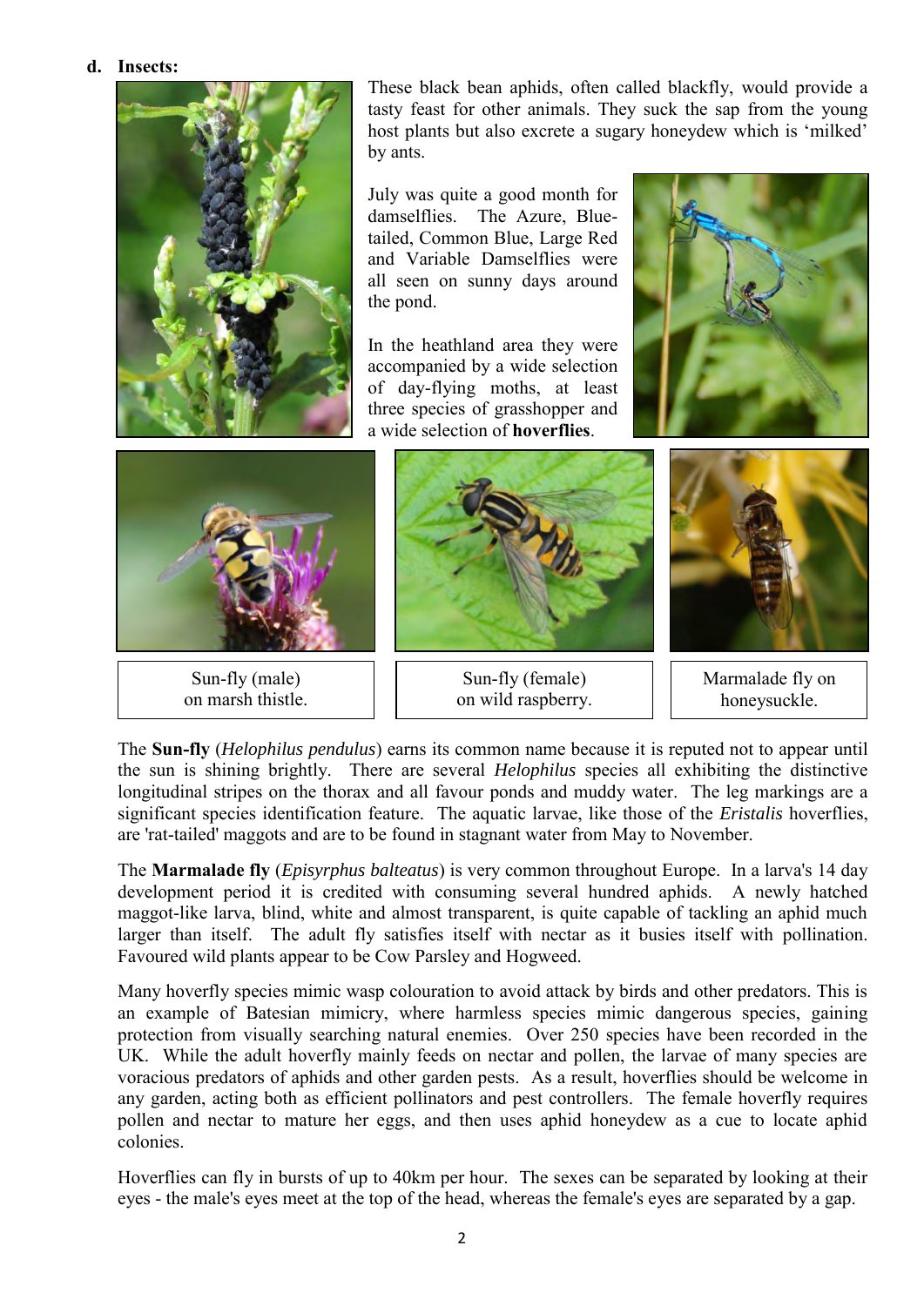**d. Insects:**

These black bean aphids, often called blackfly, would provide a tasty feast for other animals. They suck the sap from the young host plants but also excrete a sugary honeydew which is 'milked' by ants.

July was quite a good month for damselflies. The Azure, Blue-tailed, Common Blue, Large Red and Variable Damselflies were all seen on sunny days around the pond.

In the heathland area they were accompanied by a wide selection of day-flying moths, at least three species of grasshopper and a wide selection of **hoverflies**.

Sun-fly (male) on marsh thistle.

Sun-fly (female) on wild raspberry.

Marmalade fly on honeysuckle.

The **Sun-fly** (*Helophilus pendulus*) earns its common name because it is reputed not to appear until the sun is shining brightly. There are several *Helophilus* species all exhibiting the distinctive longitudinal stripes on the thorax and all favour ponds and muddy water. The leg markings are a significant species identification feature. The aquatic larvae, like those of the *Eristalis* hoverflies, are 'rat-tailed' maggots and are to be found in stagnant water from May to November.

The **Marmalade fly** (*Episyrphus balteatus*) is very common throughout Europe. In a larva's 14 day development period it is credited with consuming several hundred aphids. A newly hatched maggot-like larva, blind, white and almost transparent, is quite capable of tackling an aphid much larger than itself. The adult fly satisfies itself with nectar as it busies itself with pollination. Favoured wild plants appear to be Cow Parsley and Hogweed.

Many hoverfly species mimic wasp colouration to avoid attack by birds and other predators. This is an example of Batesian mimicry, where harmless species mimic dangerous species, gaining protection from visually searching natural enemies. Over 250 species have been recorded in the UK. While the adult hoverfly mainly feeds on nectar and pollen, the larvae of many species are voracious predators of aphids and other garden pests. As a result, hoverflies should be welcome in any garden, acting both as efficient pollinators and pest controllers. The female hoverfly requires pollen and nectar to mature her eggs, and then uses aphid honeydew as a cue to locate aphid colonies.

Hoverflies can fly in bursts of up to 40km per hour. The sexes can be separated by looking at their eyes - the male's eyes meet at the top of the head, whereas the female's eyes are separated by a gap.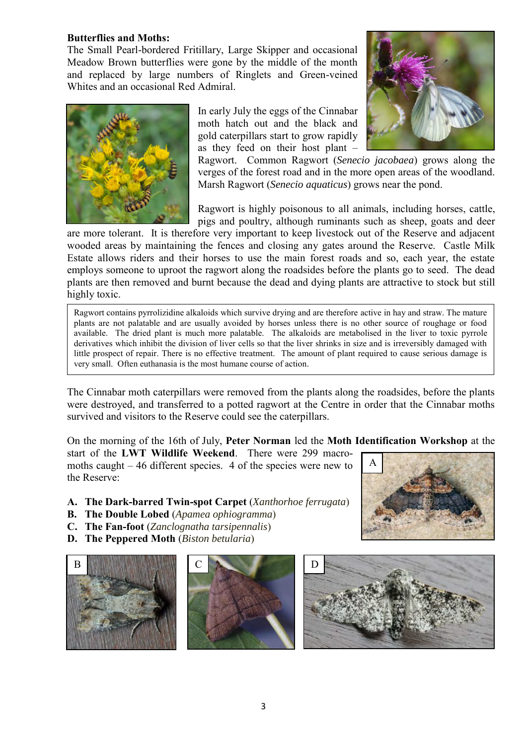**Butterflies and Moths:**

The Small Pearl-bordered Fritillary, Large Skipper and occasional Meadow Brown butterflies were gone by the middle of the month and replaced by large numbers of Ringlets and Green-veined Whites and an occasional Red Admiral.

In early July the eggs of the Cinnabar moth hatch out and the black and gold caterpillars start to grow rapidly as they feed on their host plant – Ragwort. Common Ragwort (*Senecio jacobaea*) grows along the verges of the forest road and in the more open areas of the woodland. Marsh Ragwort (*Senecio aquaticus*) grows near the pond.

Ragwort is highly poisonous to all animals, including horses, cattle, pigs and poultry, although ruminants such as sheep, goats and deer are more tolerant. It is therefore very important to keep livestock out of the Reserve and adjacent wooded areas by maintaining the fences and closing any gates around the Reserve. Castle Milk Estate allows riders and their horses to use the main forest roads and so, each year, the estate employs someone to uproot the ragwort along the roadsides before the plants go to seed. The dead plants are then removed and burnt because the dead and dying plants are attractive to stock but still highly toxic.

> Ragwort contains pyrrolizidine alkaloids which survive drying and are therefore active in hay and straw. The mature plants are not palatable and are usually avoided by horses unless there is no other source of roughage or food available. The dried plant is much more palatable. The alkaloids are metabolised in the liver to toxic pyrrole derivatives which inhibit the division of liver cells so that the liver shrinks in size and is irreversibly damaged with little prospect of repair. There is no effective treatment. The amount of plant required to cause serious damage is very small. Often euthanasia is the most humane course of action.

The Cinnabar moth caterpillars were removed from the plants along the roadsides, before the plants were destroyed, and transferred to a potted ragwort at the Centre in order that the Cinnabar moths survived and visitors to the Reserve could see the caterpillars.

On the morning of the 16th of July, **Peter Norman** led the **Moth Identification Workshop** at the start of the **LWT Wildlife Weekend**. There were 299 macro-moths caught – 46 different species. 4 of the species were new to the Reserve:

- **A. The Dark-barred Twin-spot Carpet** (*Xanthorhoe ferrugata*)
- **B. The Double Lobed** (*Apamea ophiogramma*)
- **C. The Fan-foot** (*Zanclognatha tarsipennalis*)
- **D. The Peppered Moth** (*Biston betularia*)

A

B

C

D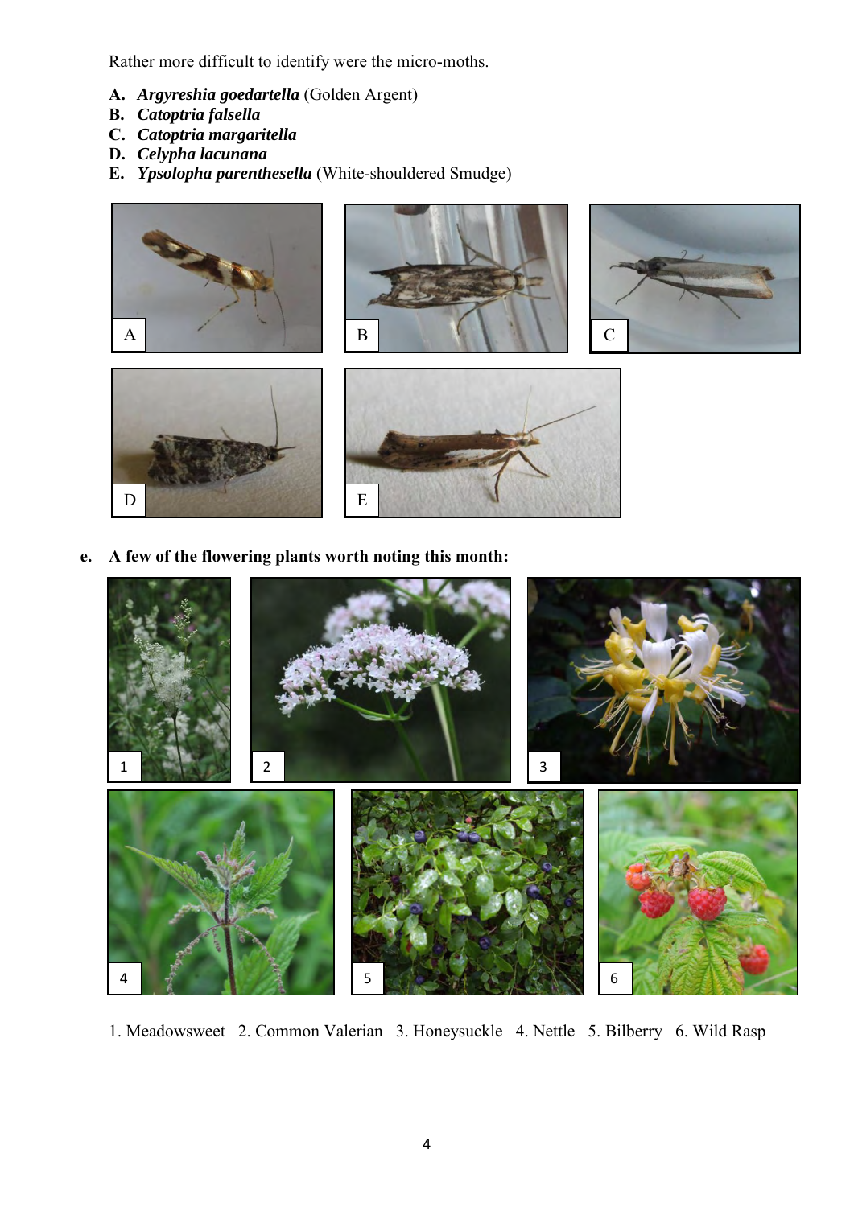Rather more difficult to identify were the micro-moths.

**A.** ***Argyreshia goedartella*** (Golden Argent)
**B.** ***Catoptria falsella***
**C.** ***Catoptria margaritella***
**D.** ***Celypha lacunana***
**E.** ***Ypsolopha parenthesella*** (White-shouldered Smudge)

**e. A few of the flowering plants worth noting this month:**

1. Meadowsweet 2. Common Valerian 3. Honeysuckle 4. Nettle 5. Bilberry 6. Wild Rasp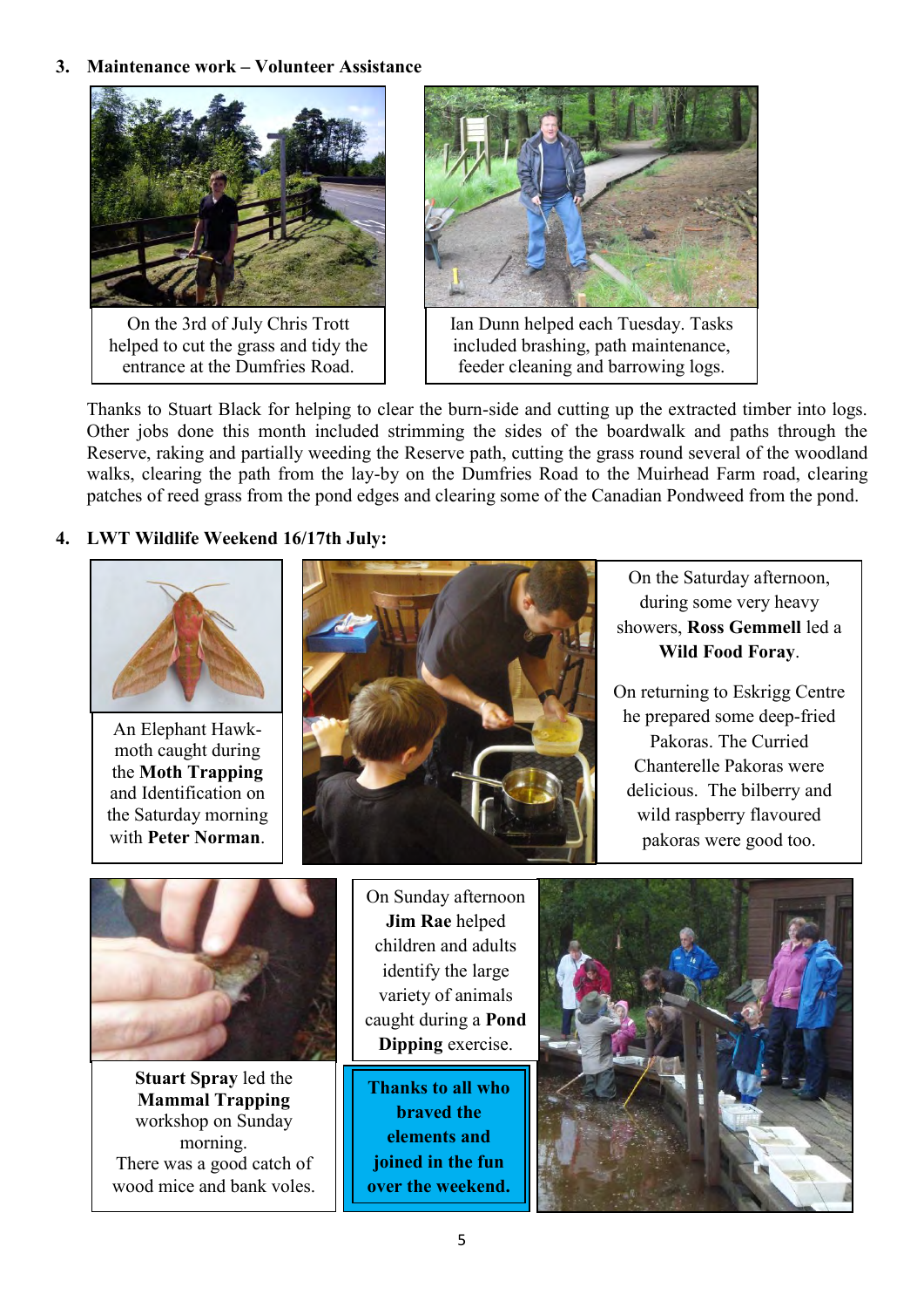## 3. Maintenance work – Volunteer Assistance

On the 3rd of July Chris Trott helped to cut the grass and tidy the entrance at the Dumfries Road.

Ian Dunn helped each Tuesday. Tasks included brashing, path maintenance, feeder cleaning and barrowing logs.

Thanks to Stuart Black for helping to clear the burn-side and cutting up the extracted timber into logs. Other jobs done this month included strimming the sides of the boardwalk and paths through the Reserve, raking and partially weeding the Reserve path, cutting the grass round several of the woodland walks, clearing the path from the lay-by on the Dumfries Road to the Muirhead Farm road, clearing patches of reed grass from the pond edges and clearing some of the Canadian Pondweed from the pond.

## 4. LWT Wildlife Weekend 16/17th July:

An Elephant Hawk-moth caught during the **Moth Trapping** and Identification on the Saturday morning with **Peter Norman**.

On the Saturday afternoon, during some very heavy showers, **Ross Gemmell** led a **Wild Food Foray**.

On returning to Eskrigg Centre he prepared some deep-fried Pakoras. The Curried Chanterelle Pakoras were delicious. The bilberry and wild raspberry flavoured pakoras were good too.

**Stuart Spray** led the **Mammal Trapping** workshop on Sunday morning.
There was a good catch of wood mice and bank voles.

On Sunday afternoon **Jim Rae** helped children and adults identify the large variety of animals caught during a **Pond Dipping** exercise.

**Thanks to all who braved the elements and joined in the fun over the weekend.**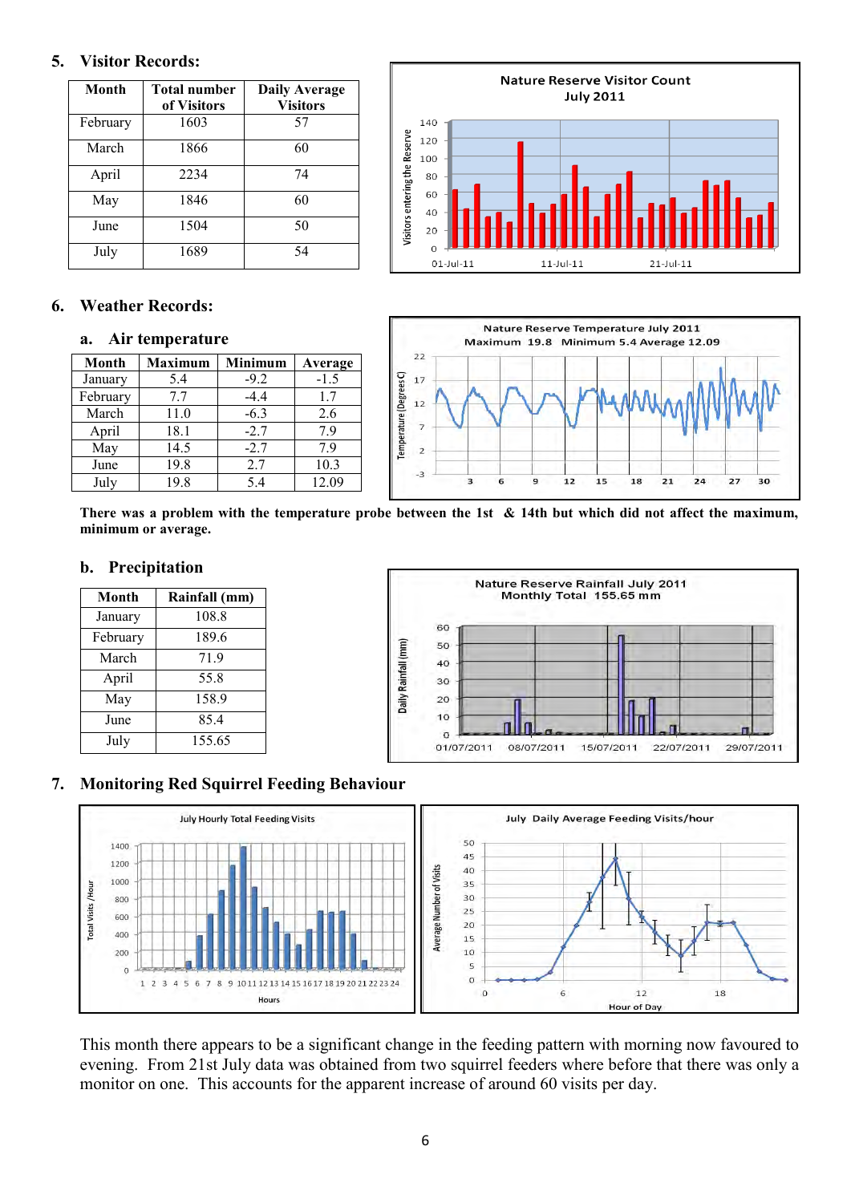## 5. Visitor Records:

| Month | Total number of Visitors | Daily Average Visitors |
|---|---|---|
| February | 1603 | 57 |
| March | 1866 | 60 |
| April | 2234 | 74 |
| May | 1846 | 60 |
| June | 1504 | 50 |
| July | 1689 | 54 |

## 6. Weather Records:

### a. Air temperature

| Month | Maximum | Minimum | Average |
|---|---|---|---|
| January | 5.4 | -9.2 | -1.5 |
| February | 7.7 | -4.4 | 1.7 |
| March | 11.0 | -6.3 | 2.6 |
| April | 18.1 | -2.7 | 7.9 |
| May | 14.5 | -2.7 | 7.9 |
| June | 19.8 | 2.7 | 10.3 |
| July | 19.8 | 5.4 | 12.09 |

**There was a problem with the temperature probe between the 1st & 14th but which did not affect the maximum, minimum or average.**

### b. Precipitation

| Month | Rainfall (mm) |
|---|---|
| January | 108.8 |
| February | 189.6 |
| March | 71.9 |
| April | 55.8 |
| May | 158.9 |
| June | 85.4 |
| July | 155.65 |

## 7. Monitoring Red Squirrel Feeding Behaviour

This month there appears to be a significant change in the feeding pattern with morning now favoured to evening. From 21st July data was obtained from two squirrel feeders where before that there was only a monitor on one. This accounts for the apparent increase of around 60 visits per day.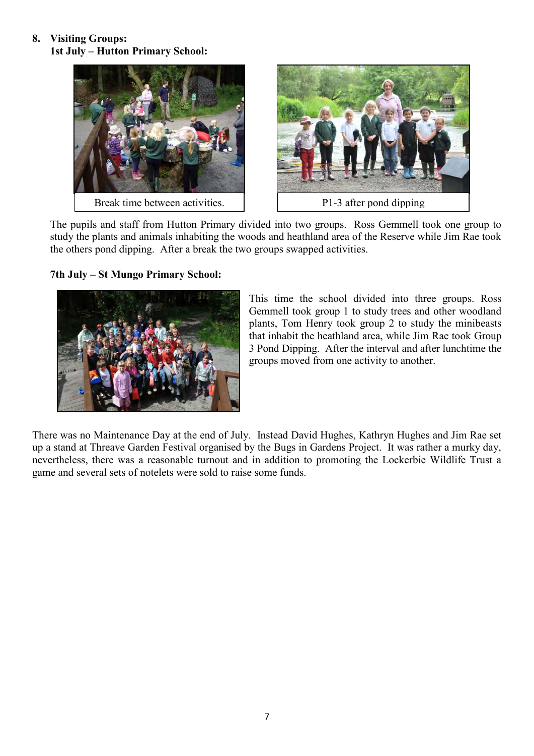## 8. Visiting Groups:

### 1st July – Hutton Primary School:

Break time between activities.

P1-3 after pond dipping

The pupils and staff from Hutton Primary divided into two groups. Ross Gemmell took one group to study the plants and animals inhabiting the woods and heathland area of the Reserve while Jim Rae took the others pond dipping. After a break the two groups swapped activities.

### 7th July – St Mungo Primary School:

This time the school divided into three groups. Ross Gemmell took group 1 to study trees and other woodland plants, Tom Henry took group 2 to study the minibeasts that inhabit the heathland area, while Jim Rae took Group 3 Pond Dipping. After the interval and after lunchtime the groups moved from one activity to another.

There was no Maintenance Day at the end of July. Instead David Hughes, Kathryn Hughes and Jim Rae set up a stand at Threave Garden Festival organised by the Bugs in Gardens Project. It was rather a murky day, nevertheless, there was a reasonable turnout and in addition to promoting the Lockerbie Wildlife Trust a game and several sets of notelets were sold to raise some funds.